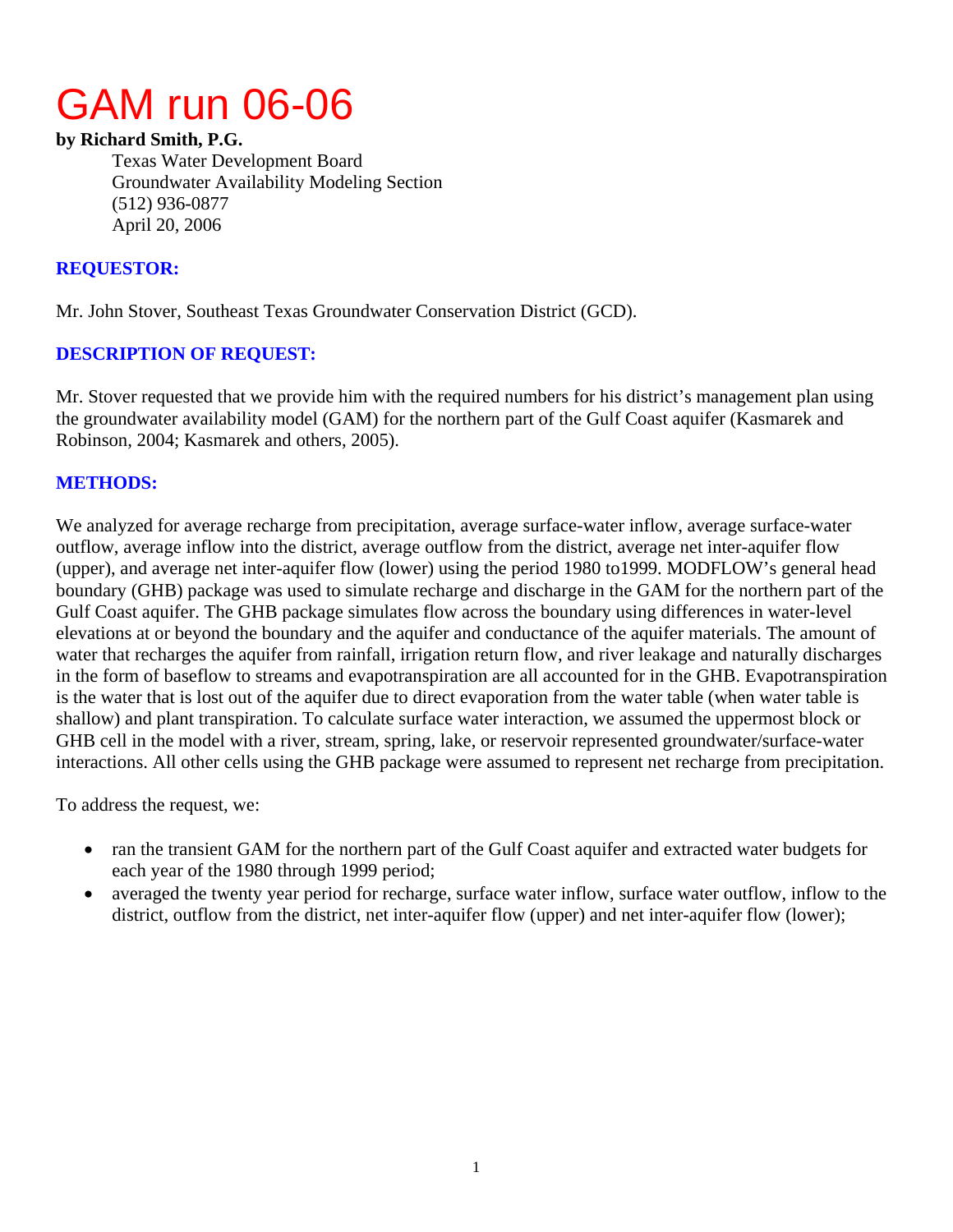# GAM run 06-06

**by Richard Smith, P.G.**

Texas Water Development Board
Groundwater Availability Modeling Section
(512) 936-0877
April 20, 2006

## REQUESTOR:

Mr. John Stover, Southeast Texas Groundwater Conservation District (GCD).

## DESCRIPTION OF REQUEST:

Mr. Stover requested that we provide him with the required numbers for his district's management plan using the groundwater availability model (GAM) for the northern part of the Gulf Coast aquifer (Kasmarek and Robinson, 2004; Kasmarek and others, 2005).

## METHODS:

We analyzed for average recharge from precipitation, average surface-water inflow, average surface-water outflow, average inflow into the district, average outflow from the district, average net inter-aquifer flow (upper), and average net inter-aquifer flow (lower) using the period 1980 to1999. MODFLOW's general head boundary (GHB) package was used to simulate recharge and discharge in the GAM for the northern part of the Gulf Coast aquifer. The GHB package simulates flow across the boundary using differences in water-level elevations at or beyond the boundary and the aquifer and conductance of the aquifer materials. The amount of water that recharges the aquifer from rainfall, irrigation return flow, and river leakage and naturally discharges in the form of baseflow to streams and evapotranspiration are all accounted for in the GHB. Evapotranspiration is the water that is lost out of the aquifer due to direct evaporation from the water table (when water table is shallow) and plant transpiration. To calculate surface water interaction, we assumed the uppermost block or GHB cell in the model with a river, stream, spring, lake, or reservoir represented groundwater/surface-water interactions. All other cells using the GHB package were assumed to represent net recharge from precipitation.

To address the request, we:

- ran the transient GAM for the northern part of the Gulf Coast aquifer and extracted water budgets for each year of the 1980 through 1999 period;
- averaged the twenty year period for recharge, surface water inflow, surface water outflow, inflow to the district, outflow from the district, net inter-aquifer flow (upper) and net inter-aquifer flow (lower);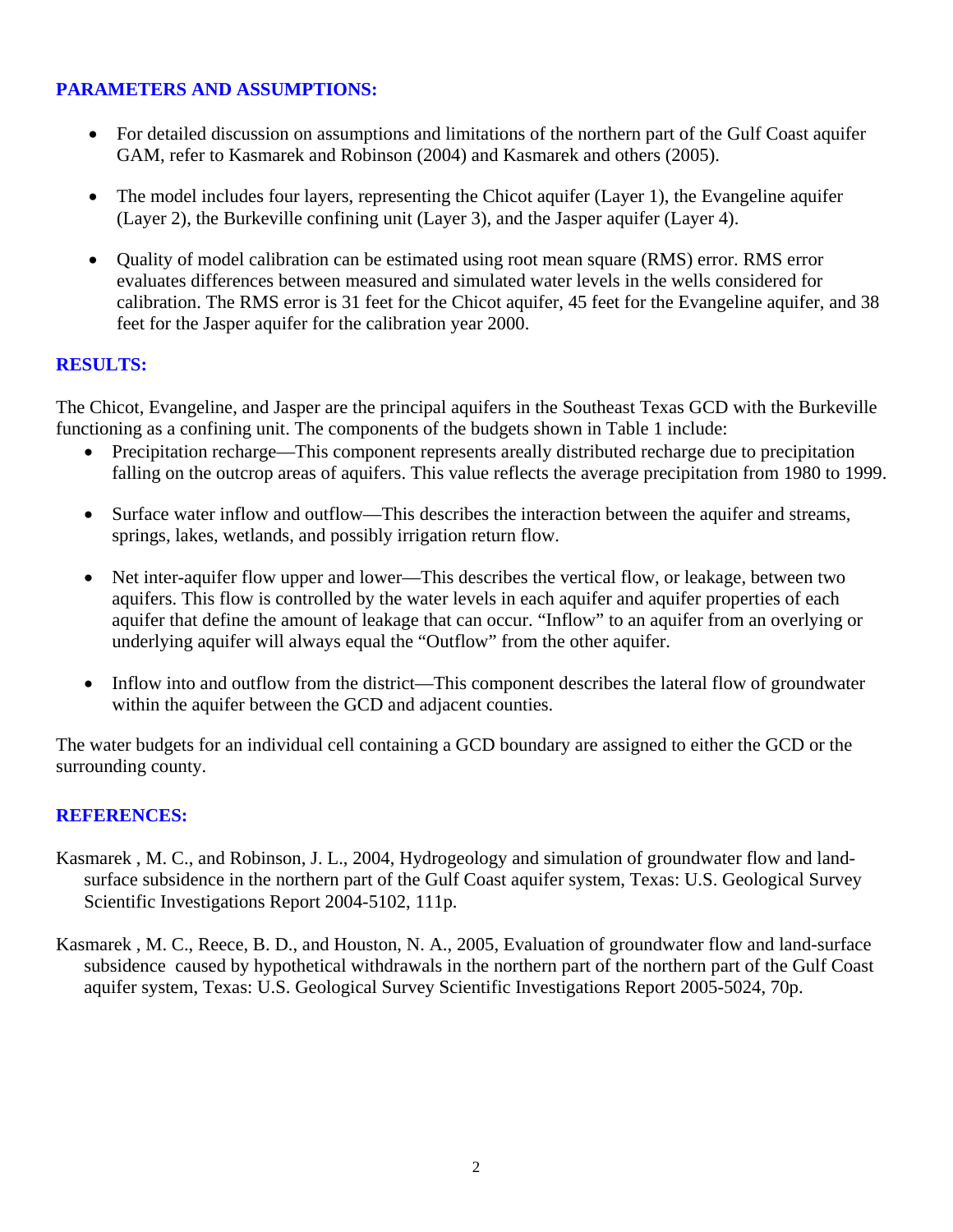## PARAMETERS AND ASSUMPTIONS:

- For detailed discussion on assumptions and limitations of the northern part of the Gulf Coast aquifer GAM, refer to Kasmarek and Robinson (2004) and Kasmarek and others (2005).
- The model includes four layers, representing the Chicot aquifer (Layer 1), the Evangeline aquifer (Layer 2), the Burkeville confining unit (Layer 3), and the Jasper aquifer (Layer 4).
- Quality of model calibration can be estimated using root mean square (RMS) error. RMS error evaluates differences between measured and simulated water levels in the wells considered for calibration. The RMS error is 31 feet for the Chicot aquifer, 45 feet for the Evangeline aquifer, and 38 feet for the Jasper aquifer for the calibration year 2000.

## RESULTS:

The Chicot, Evangeline, and Jasper are the principal aquifers in the Southeast Texas GCD with the Burkeville functioning as a confining unit. The components of the budgets shown in Table 1 include:

- Precipitation recharge—This component represents areally distributed recharge due to precipitation falling on the outcrop areas of aquifers. This value reflects the average precipitation from 1980 to 1999.
- Surface water inflow and outflow—This describes the interaction between the aquifer and streams, springs, lakes, wetlands, and possibly irrigation return flow.
- Net inter-aquifer flow upper and lower—This describes the vertical flow, or leakage, between two aquifers. This flow is controlled by the water levels in each aquifer and aquifer properties of each aquifer that define the amount of leakage that can occur. "Inflow" to an aquifer from an overlying or underlying aquifer will always equal the "Outflow" from the other aquifer.
- Inflow into and outflow from the district—This component describes the lateral flow of groundwater within the aquifer between the GCD and adjacent counties.

The water budgets for an individual cell containing a GCD boundary are assigned to either the GCD or the surrounding county.

## REFERENCES:

Kasmarek , M. C., and Robinson, J. L., 2004, Hydrogeology and simulation of groundwater flow and land-surface subsidence in the northern part of the Gulf Coast aquifer system, Texas: U.S. Geological Survey Scientific Investigations Report 2004-5102, 111p.

Kasmarek , M. C., Reece, B. D., and Houston, N. A., 2005, Evaluation of groundwater flow and land-surface subsidence caused by hypothetical withdrawals in the northern part of the northern part of the Gulf Coast aquifer system, Texas: U.S. Geological Survey Scientific Investigations Report 2005-5024, 70p.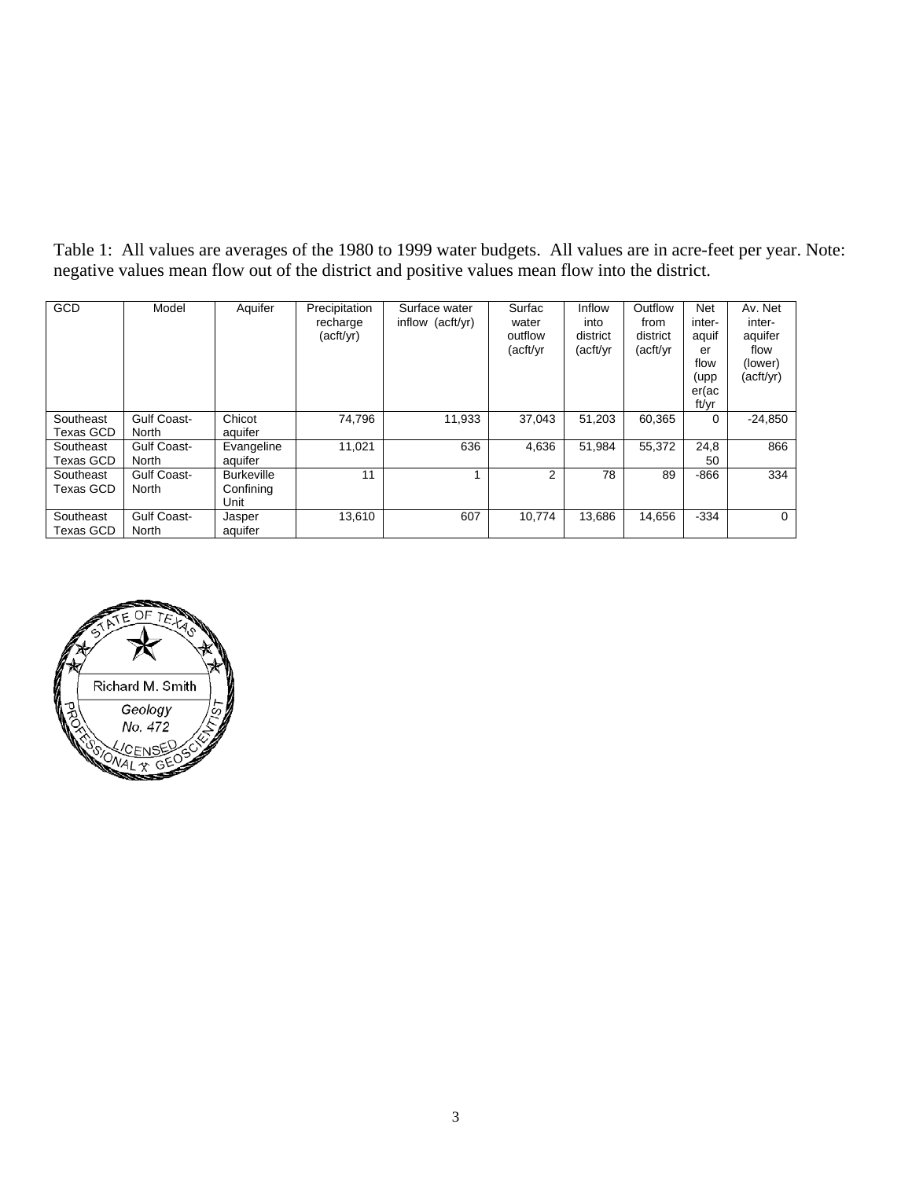Table 1: All values are averages of the 1980 to 1999 water budgets. All values are in acre-feet per year. Note: negative values mean flow out of the district and positive values mean flow into the district.

| GCD | Model | Aquifer | Precipitation recharge (acft/yr) | Surface water inflow (acft/yr) | Surfac water outflow (acft/yr | Inflow into district (acft/yr | Outflow from district (acft/yr | Net inter-aquifer flow (upper(acft/yr | Av. Net inter-aquifer flow (lower) (acft/yr) |
|---|---|---|---|---|---|---|---|---|---|
| Southeast Texas GCD | Gulf Coast-North | Chicot aquifer | 74,796 | 11,933 | 37,043 | 51,203 | 60,365 | 0 | -24,850 |
| Southeast Texas GCD | Gulf Coast-North | Evangeline aquifer | 11,021 | 636 | 4,636 | 51,984 | 55,372 | 24,850 | 866 |
| Southeast Texas GCD | Gulf Coast-North | Burkeville Confining Unit | 11 | 1 | 2 | 78 | 89 | -866 | 334 |
| Southeast Texas GCD | Gulf Coast-North | Jasper aquifer | 13,610 | 607 | 10,774 | 13,686 | 14,656 | -334 | 0 |

STATE OF TEXAS
Richard M. Smith
Geology
No. 472
LICENSED
PROFESSIONAL GEOSCIENTIST